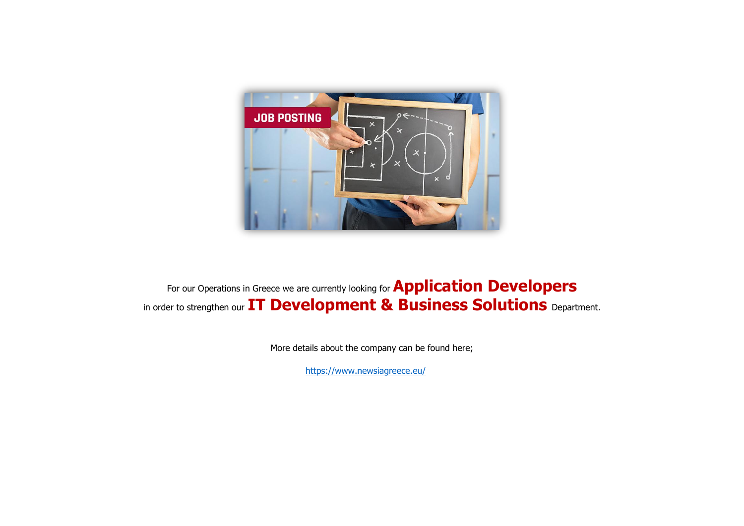For our Operations in Greece we are currently looking for **Application Developers**
in order to strengthen our **IT Development & Business Solutions** Department.

More details about the company can be found here;

https://www.newsiagreece.eu/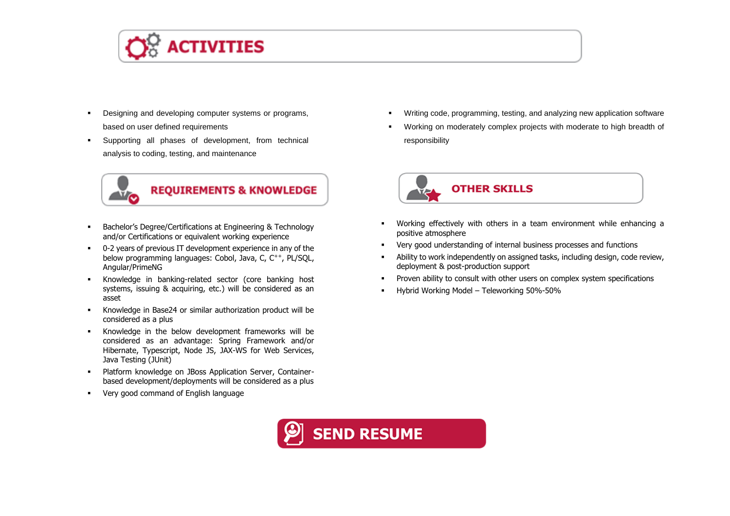## ACTIVITIES

- Designing and developing computer systems or programs, based on user defined requirements
- Supporting all phases of development, from technical analysis to coding, testing, and maintenance
- Writing code, programming, testing, and analyzing new application software
- Working on moderately complex projects with moderate to high breadth of responsibility

## REQUIREMENTS & KNOWLEDGE

- Bachelor's Degree/Certifications at Engineering & Technology and/or Certifications or equivalent working experience
- 0-2 years of previous IT development experience in any of the below programming languages: Cobol, Java, C, C$^{++}$, PL/SQL, Angular/PrimeNG
- Knowledge in banking-related sector (core banking host systems, issuing & acquiring, etc.) will be considered as an asset
- Knowledge in Base24 or similar authorization product will be considered as a plus
- Knowledge in the below development frameworks will be considered as an advantage: Spring Framework and/or Hibernate, Typescript, Node JS, JAX-WS for Web Services, Java Testing (JUnit)
- Platform knowledge on JBoss Application Server, Container-based development/deployments will be considered as a plus
- Very good command of English language

## OTHER SKILLS

- Working effectively with others in a team environment while enhancing a positive atmosphere
- Very good understanding of internal business processes and functions
- Ability to work independently on assigned tasks, including design, code review, deployment & post-production support
- Proven ability to consult with other users on complex system specifications
- Hybrid Working Model – Teleworking 50%-50%

**SEND RESUME**